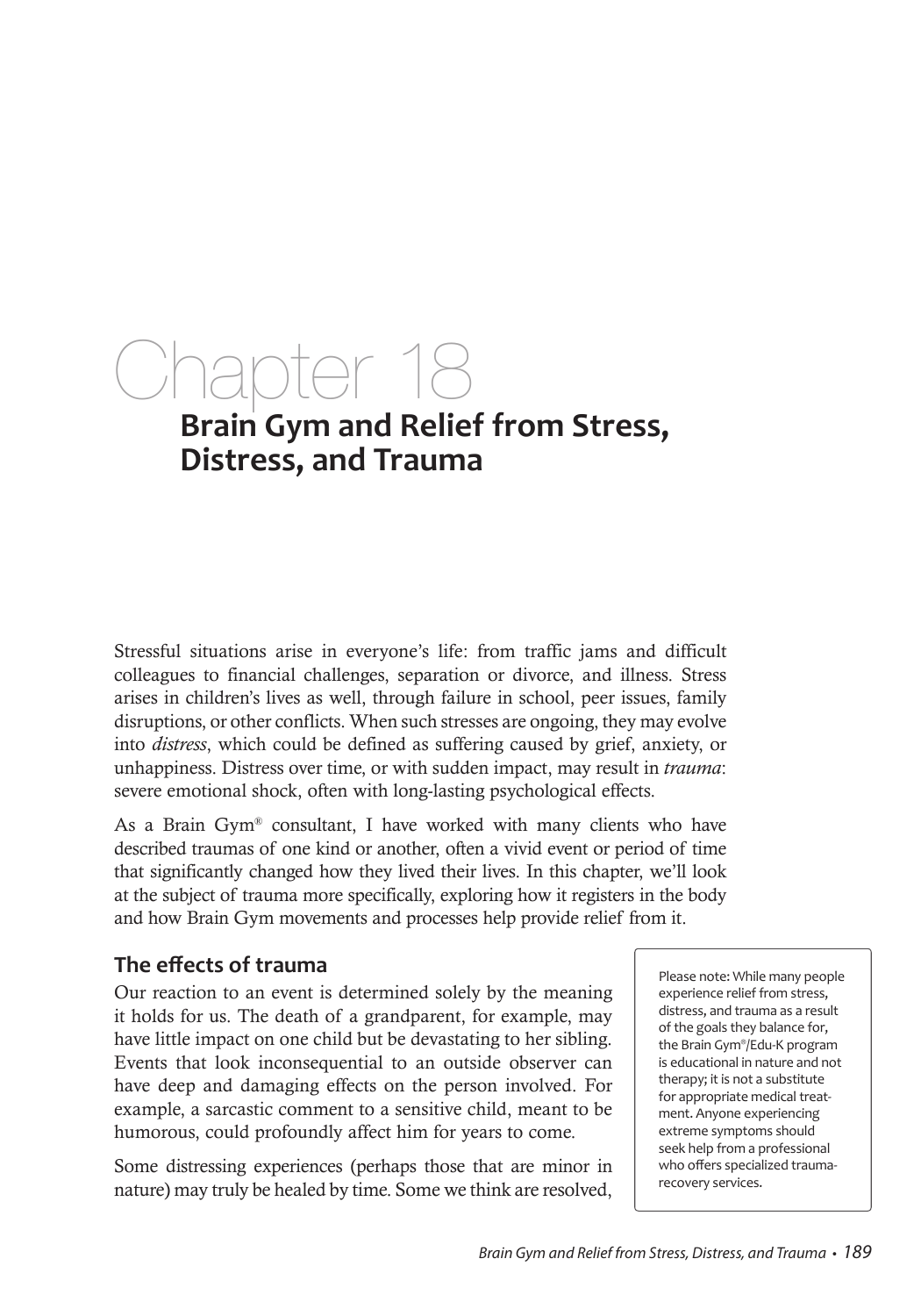# Chapter 18

## Brain Gym and Relief from Stress, Distress, and Trauma

Stressful situations arise in everyone's life: from traffic jams and difficult colleagues to financial challenges, separation or divorce, and illness. Stress arises in children's lives as well, through failure in school, peer issues, family disruptions, or other conflicts. When such stresses are ongoing, they may evolve into *distress*, which could be defined as suffering caused by grief, anxiety, or unhappiness. Distress over time, or with sudden impact, may result in *trauma*: severe emotional shock, often with long-lasting psychological effects.

As a Brain Gym® consultant, I have worked with many clients who have described traumas of one kind or another, often a vivid event or period of time that significantly changed how they lived their lives. In this chapter, we'll look at the subject of trauma more specifically, exploring how it registers in the body and how Brain Gym movements and processes help provide relief from it.

### The effects of trauma

Our reaction to an event is determined solely by the meaning it holds for us. The death of a grandparent, for example, may have little impact on one child but be devastating to her sibling. Events that look inconsequential to an outside observer can have deep and damaging effects on the person involved. For example, a sarcastic comment to a sensitive child, meant to be humorous, could profoundly affect him for years to come.

Some distressing experiences (perhaps those that are minor in nature) may truly be healed by time. Some we think are resolved,

> Please note: While many people experience relief from stress, distress, and trauma as a result of the goals they balance for, the Brain Gym®/Edu-K program is educational in nature and not therapy; it is not a substitute for appropriate medical treatment. Anyone experiencing extreme symptoms should seek help from a professional who offers specialized trauma-recovery services.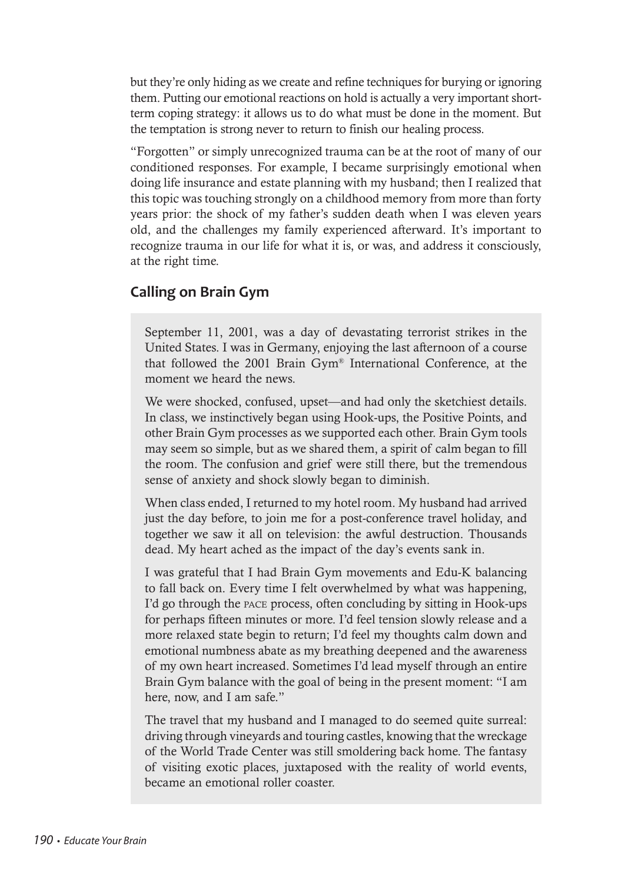but they're only hiding as we create and refine techniques for burying or ignoring them. Putting our emotional reactions on hold is actually a very important short-term coping strategy: it allows us to do what must be done in the moment. But the temptation is strong never to return to finish our healing process.

"Forgotten" or simply unrecognized trauma can be at the root of many of our conditioned responses. For example, I became surprisingly emotional when doing life insurance and estate planning with my husband; then I realized that this topic was touching strongly on a childhood memory from more than forty years prior: the shock of my father's sudden death when I was eleven years old, and the challenges my family experienced afterward. It's important to recognize trauma in our life for what it is, or was, and address it consciously, at the right time.

## Calling on Brain Gym

September 11, 2001, was a day of devastating terrorist strikes in the United States. I was in Germany, enjoying the last afternoon of a course that followed the 2001 Brain Gym® International Conference, at the moment we heard the news.

We were shocked, confused, upset—and had only the sketchiest details. In class, we instinctively began using Hook-ups, the Positive Points, and other Brain Gym processes as we supported each other. Brain Gym tools may seem so simple, but as we shared them, a spirit of calm began to fill the room. The confusion and grief were still there, but the tremendous sense of anxiety and shock slowly began to diminish.

When class ended, I returned to my hotel room. My husband had arrived just the day before, to join me for a post-conference travel holiday, and together we saw it all on television: the awful destruction. Thousands dead. My heart ached as the impact of the day's events sank in.

I was grateful that I had Brain Gym movements and Edu-K balancing to fall back on. Every time I felt overwhelmed by what was happening, I'd go through the PACE process, often concluding by sitting in Hook-ups for perhaps fifteen minutes or more. I'd feel tension slowly release and a more relaxed state begin to return; I'd feel my thoughts calm down and emotional numbness abate as my breathing deepened and the awareness of my own heart increased. Sometimes I'd lead myself through an entire Brain Gym balance with the goal of being in the present moment: "I am here, now, and I am safe."

The travel that my husband and I managed to do seemed quite surreal: driving through vineyards and touring castles, knowing that the wreckage of the World Trade Center was still smoldering back home. The fantasy of visiting exotic places, juxtaposed with the reality of world events, became an emotional roller coaster.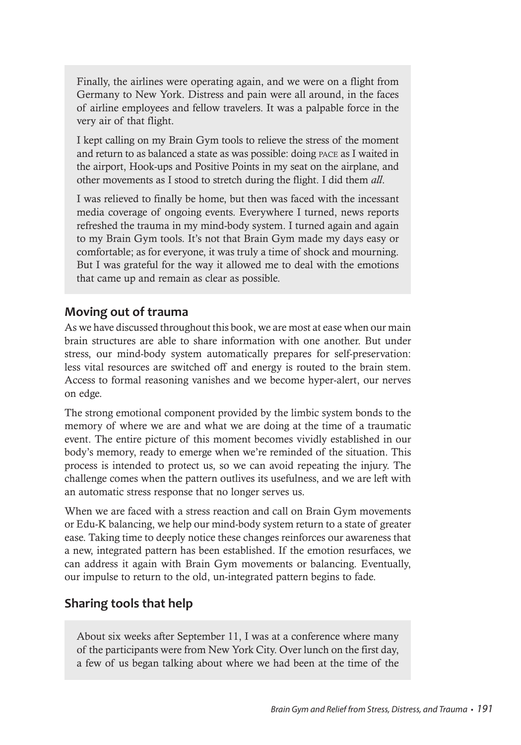Finally, the airlines were operating again, and we were on a flight from Germany to New York. Distress and pain were all around, in the faces of airline employees and fellow travelers. It was a palpable force in the very air of that flight.

I kept calling on my Brain Gym tools to relieve the stress of the moment and return to as balanced a state as was possible: doing PACE as I waited in the airport, Hook-ups and Positive Points in my seat on the airplane, and other movements as I stood to stretch during the flight. I did them *all*.

I was relieved to finally be home, but then was faced with the incessant media coverage of ongoing events. Everywhere I turned, news reports refreshed the trauma in my mind-body system. I turned again and again to my Brain Gym tools. It's not that Brain Gym made my days easy or comfortable; as for everyone, it was truly a time of shock and mourning. But I was grateful for the way it allowed me to deal with the emotions that came up and remain as clear as possible.

## Moving out of trauma

As we have discussed throughout this book, we are most at ease when our main brain structures are able to share information with one another. But under stress, our mind-body system automatically prepares for self-preservation: less vital resources are switched off and energy is routed to the brain stem. Access to formal reasoning vanishes and we become hyper-alert, our nerves on edge.

The strong emotional component provided by the limbic system bonds to the memory of where we are and what we are doing at the time of a traumatic event. The entire picture of this moment becomes vividly established in our body's memory, ready to emerge when we're reminded of the situation. This process is intended to protect us, so we can avoid repeating the injury. The challenge comes when the pattern outlives its usefulness, and we are left with an automatic stress response that no longer serves us.

When we are faced with a stress reaction and call on Brain Gym movements or Edu-K balancing, we help our mind-body system return to a state of greater ease. Taking time to deeply notice these changes reinforces our awareness that a new, integrated pattern has been established. If the emotion resurfaces, we can address it again with Brain Gym movements or balancing. Eventually, our impulse to return to the old, un-integrated pattern begins to fade.

## Sharing tools that help

About six weeks after September 11, I was at a conference where many of the participants were from New York City. Over lunch on the first day, a few of us began talking about where we had been at the time of the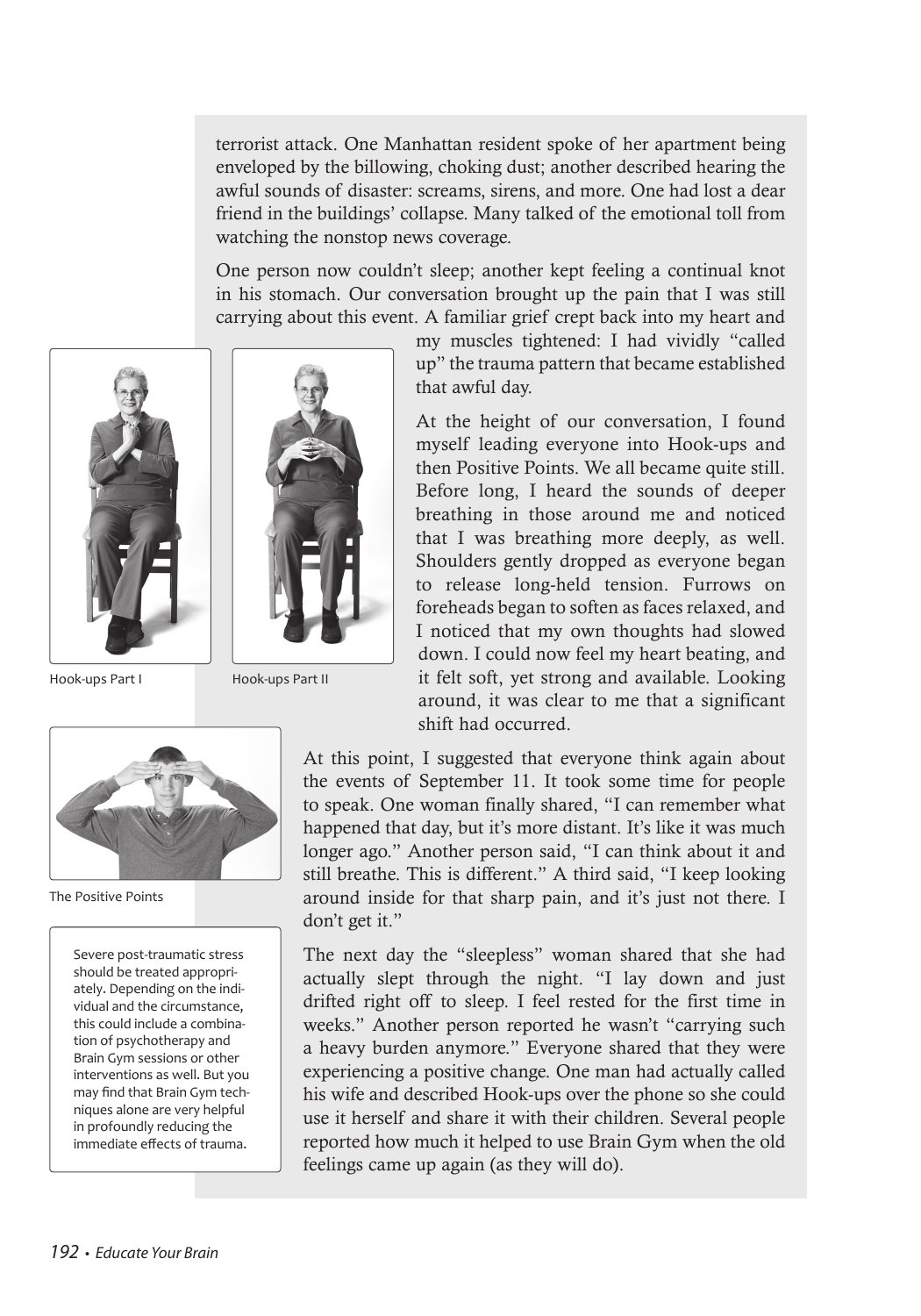terrorist attack. One Manhattan resident spoke of her apartment being enveloped by the billowing, choking dust; another described hearing the awful sounds of disaster: screams, sirens, and more. One had lost a dear friend in the buildings' collapse. Many talked of the emotional toll from watching the nonstop news coverage.

One person now couldn't sleep; another kept feeling a continual knot in his stomach. Our conversation brought up the pain that I was still carrying about this event. A familiar grief crept back into my heart and my muscles tightened: I had vividly "called up" the trauma pattern that became established that awful day.

At the height of our conversation, I found myself leading everyone into Hook-ups and then Positive Points. We all became quite still. Before long, I heard the sounds of deeper breathing in those around me and noticed that I was breathing more deeply, as well. Shoulders gently dropped as everyone began to release long-held tension. Furrows on foreheads began to soften as faces relaxed, and I noticed that my own thoughts had slowed down. I could now feel my heart beating, and it felt soft, yet strong and available. Looking around, it was clear to me that a significant shift had occurred.

Hook-ups Part I

Hook-ups Part II

The Positive Points

At this point, I suggested that everyone think again about the events of September 11. It took some time for people to speak. One woman finally shared, "I can remember what happened that day, but it's more distant. It's like it was much longer ago." Another person said, "I can think about it and still breathe. This is different." A third said, "I keep looking around inside for that sharp pain, and it's just not there. I don't get it."

The next day the "sleepless" woman shared that she had actually slept through the night. "I lay down and just drifted right off to sleep. I feel rested for the first time in weeks." Another person reported he wasn't "carrying such a heavy burden anymore." Everyone shared that they were experiencing a positive change. One man had actually called his wife and described Hook-ups over the phone so she could use it herself and share it with their children. Several people reported how much it helped to use Brain Gym when the old feelings came up again (as they will do).

> Severe post-traumatic stress should be treated appropriately. Depending on the individual and the circumstance, this could include a combination of psychotherapy and Brain Gym sessions or other interventions as well. But you may find that Brain Gym techniques alone are very helpful in profoundly reducing the immediate effects of trauma.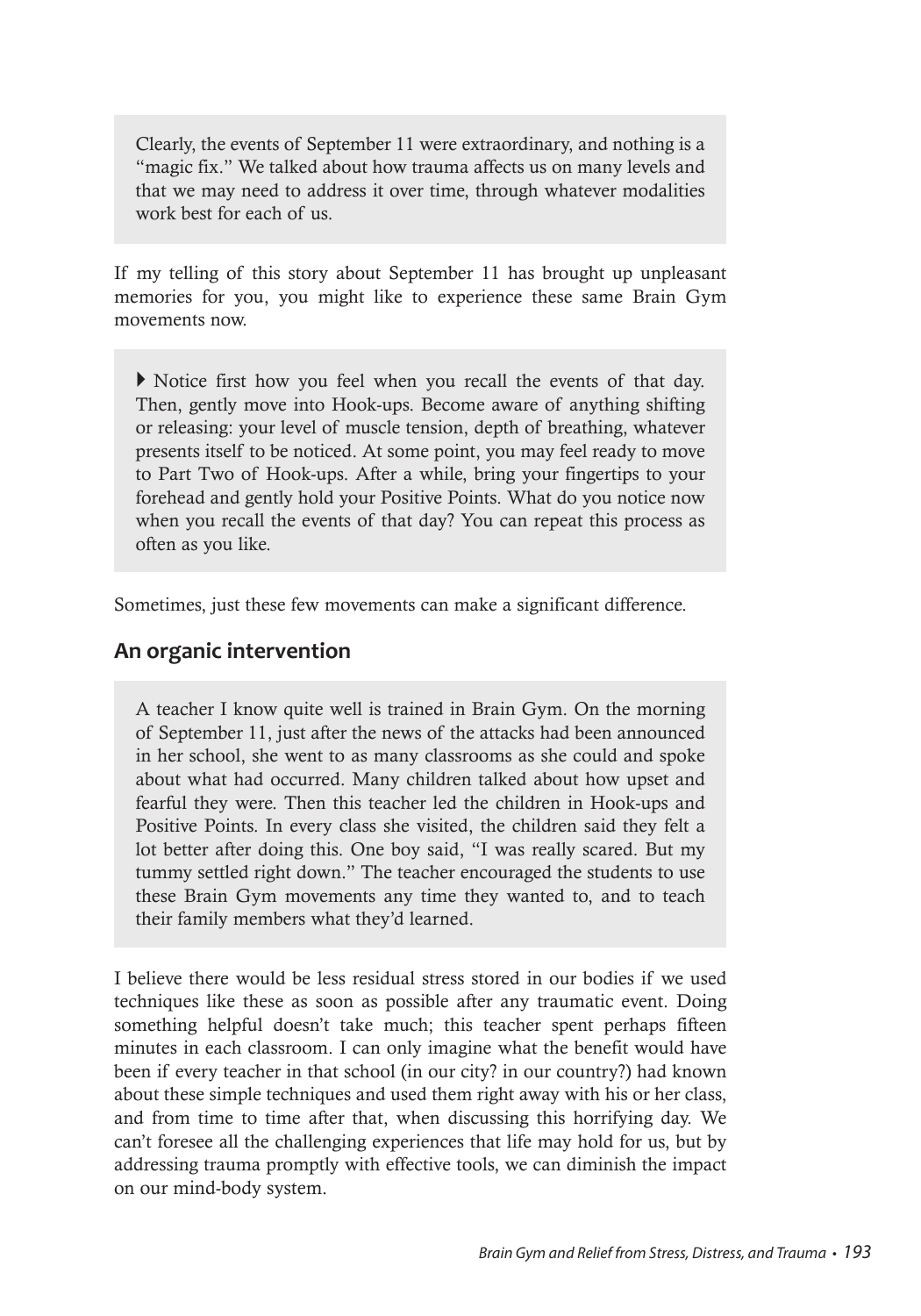Clearly, the events of September 11 were extraordinary, and nothing is a "magic fix." We talked about how trauma affects us on many levels and that we may need to address it over time, through whatever modalities work best for each of us.

If my telling of this story about September 11 has brought up unpleasant memories for you, you might like to experience these same Brain Gym movements now.

▸ Notice first how you feel when you recall the events of that day. Then, gently move into Hook-ups. Become aware of anything shifting or releasing: your level of muscle tension, depth of breathing, whatever presents itself to be noticed. At some point, you may feel ready to move to Part Two of Hook-ups. After a while, bring your fingertips to your forehead and gently hold your Positive Points. What do you notice now when you recall the events of that day? You can repeat this process as often as you like.

Sometimes, just these few movements can make a significant difference.

## An organic intervention

A teacher I know quite well is trained in Brain Gym. On the morning of September 11, just after the news of the attacks had been announced in her school, she went to as many classrooms as she could and spoke about what had occurred. Many children talked about how upset and fearful they were. Then this teacher led the children in Hook-ups and Positive Points. In every class she visited, the children said they felt a lot better after doing this. One boy said, "I was really scared. But my tummy settled right down." The teacher encouraged the students to use these Brain Gym movements any time they wanted to, and to teach their family members what they'd learned.

I believe there would be less residual stress stored in our bodies if we used techniques like these as soon as possible after any traumatic event. Doing something helpful doesn't take much; this teacher spent perhaps fifteen minutes in each classroom. I can only imagine what the benefit would have been if every teacher in that school (in our city? in our country?) had known about these simple techniques and used them right away with his or her class, and from time to time after that, when discussing this horrifying day. We can't foresee all the challenging experiences that life may hold for us, but by addressing trauma promptly with effective tools, we can diminish the impact on our mind-body system.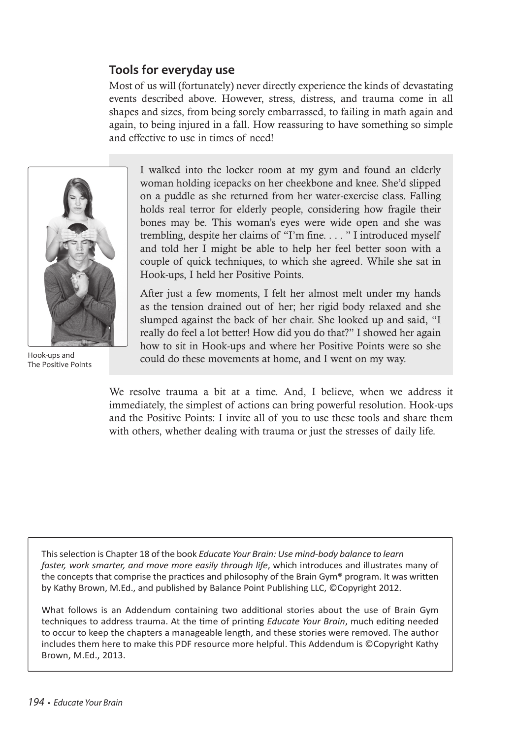## Tools for everyday use

Most of us will (fortunately) never directly experience the kinds of devastating events described above. However, stress, distress, and trauma come in all shapes and sizes, from being sorely embarrassed, to failing in math again and again, to being injured in a fall. How reassuring to have something so simple and effective to use in times of need!

Hook-ups and The Positive Points

> I walked into the locker room at my gym and found an elderly woman holding icepacks on her cheekbone and knee. She'd slipped on a puddle as she returned from her water-exercise class. Falling holds real terror for elderly people, considering how fragile their bones may be. This woman's eyes were wide open and she was trembling, despite her claims of "I'm fine. . . . " I introduced myself and told her I might be able to help her feel better soon with a couple of quick techniques, to which she agreed. While she sat in Hook-ups, I held her Positive Points.
>
> After just a few moments, I felt her almost melt under my hands as the tension drained out of her; her rigid body relaxed and she slumped against the back of her chair. She looked up and said, "I really do feel a lot better! How did you do that?" I showed her again how to sit in Hook-ups and where her Positive Points were so she could do these movements at home, and I went on my way.

We resolve trauma a bit at a time. And, I believe, when we address it immediately, the simplest of actions can bring powerful resolution. Hook-ups and the Positive Points: I invite all of you to use these tools and share them with others, whether dealing with trauma or just the stresses of daily life.

---

This selection is Chapter 18 of the book *Educate Your Brain: Use mind-body balance to learn faster, work smarter, and move more easily through life*, which introduces and illustrates many of the concepts that comprise the practices and philosophy of the Brain Gym® program. It was written by Kathy Brown, M.Ed., and published by Balance Point Publishing LLC, ©Copyright 2012.

What follows is an Addendum containing two additional stories about the use of Brain Gym techniques to address trauma. At the time of printing *Educate Your Brain*, much editing needed to occur to keep the chapters a manageable length, and these stories were removed. The author includes them here to make this PDF resource more helpful. This Addendum is ©Copyright Kathy Brown, M.Ed., 2013.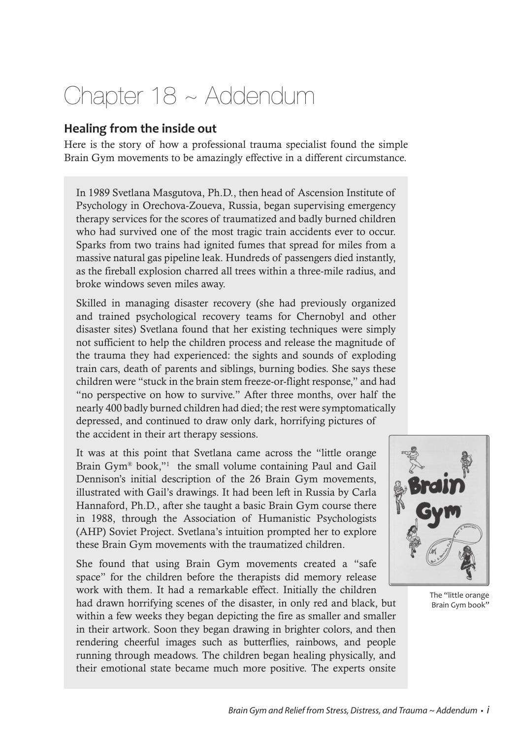# Chapter 18 ~ Addendum

## Healing from the inside out

Here is the story of how a professional trauma specialist found the simple Brain Gym movements to be amazingly effective in a different circumstance.

In 1989 Svetlana Masgutova, Ph.D., then head of Ascension Institute of Psychology in Orechova-Zoueva, Russia, began supervising emergency therapy services for the scores of traumatized and badly burned children who had survived one of the most tragic train accidents ever to occur. Sparks from two trains had ignited fumes that spread for miles from a massive natural gas pipeline leak. Hundreds of passengers died instantly, as the fireball explosion charred all trees within a three-mile radius, and broke windows seven miles away.

Skilled in managing disaster recovery (she had previously organized and trained psychological recovery teams for Chernobyl and other disaster sites) Svetlana found that her existing techniques were simply not sufficient to help the children process and release the magnitude of the trauma they had experienced: the sights and sounds of exploding train cars, death of parents and siblings, burning bodies. She says these children were "stuck in the brain stem freeze-or-flight response," and had "no perspective on how to survive." After three months, over half the nearly 400 badly burned children had died; the rest were symptomatically depressed, and continued to draw only dark, horrifying pictures of the accident in their art therapy sessions.

It was at this point that Svetlana came across the "little orange Brain Gym® book,"[1] the small volume containing Paul and Gail Dennison's initial description of the 26 Brain Gym movements, illustrated with Gail's drawings. It had been left in Russia by Carla Hannaford, Ph.D., after she taught a basic Brain Gym course there in 1988, through the Association of Humanistic Psychologists (AHP) Soviet Project. Svetlana's intuition prompted her to explore these Brain Gym movements with the traumatized children.

The "little orange Brain Gym book"

She found that using Brain Gym movements created a "safe space" for the children before the therapists did memory release work with them. It had a remarkable effect. Initially the children had drawn horrifying scenes of the disaster, in only red and black, but within a few weeks they began depicting the fire as smaller and smaller in their artwork. Soon they began drawing in brighter colors, and then rendering cheerful images such as butterflies, rainbows, and people running through meadows. The children began healing physically, and their emotional state became much more positive. The experts onsite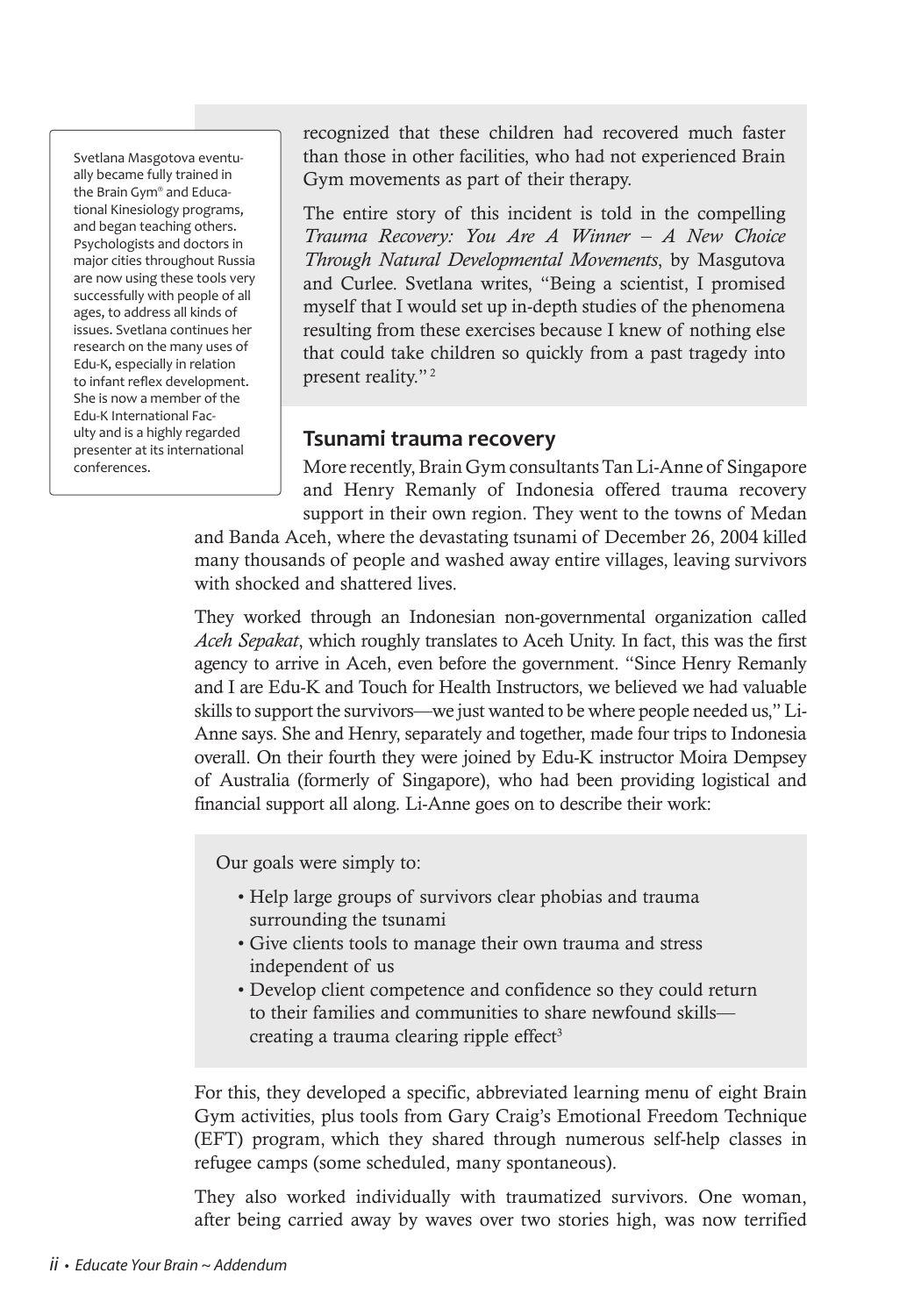recognized that these children had recovered much faster than those in other facilities, who had not experienced Brain Gym movements as part of their therapy.

The entire story of this incident is told in the compelling *Trauma Recovery: You Are A Winner – A New Choice Through Natural Developmental Movements*, by Masgutova and Curlee. Svetlana writes, "Being a scientist, I promised myself that I would set up in-depth studies of the phenomena resulting from these exercises because I knew of nothing else that could take children so quickly from a past tragedy into present reality."[2]

> Svetlana Masgotova eventually became fully trained in the Brain Gym® and Educational Kinesiology programs, and began teaching others. Psychologists and doctors in major cities throughout Russia are now using these tools very successfully with people of all ages, to address all kinds of issues. Svetlana continues her research on the many uses of Edu-K, especially in relation to infant reflex development. She is now a member of the Edu-K International Faculty and is a highly regarded presenter at its international conferences.

## Tsunami trauma recovery

More recently, Brain Gym consultants Tan Li-Anne of Singapore and Henry Remanly of Indonesia offered trauma recovery support in their own region. They went to the towns of Medan and Banda Aceh, where the devastating tsunami of December 26, 2004 killed many thousands of people and washed away entire villages, leaving survivors with shocked and shattered lives.

They worked through an Indonesian non-governmental organization called *Aceh Sepakat*, which roughly translates to Aceh Unity. In fact, this was the first agency to arrive in Aceh, even before the government. "Since Henry Remanly and I are Edu-K and Touch for Health Instructors, we believed we had valuable skills to support the survivors—we just wanted to be where people needed us," Li-Anne says. She and Henry, separately and together, made four trips to Indonesia overall. On their fourth they were joined by Edu-K instructor Moira Dempsey of Australia (formerly of Singapore), who had been providing logistical and financial support all along. Li-Anne goes on to describe their work:

> Our goals were simply to:
>
> - Help large groups of survivors clear phobias and trauma surrounding the tsunami
> - Give clients tools to manage their own trauma and stress independent of us
> - Develop client competence and confidence so they could return to their families and communities to share newfound skills—creating a trauma clearing ripple effect[3]

For this, they developed a specific, abbreviated learning menu of eight Brain Gym activities, plus tools from Gary Craig's Emotional Freedom Technique (EFT) program, which they shared through numerous self-help classes in refugee camps (some scheduled, many spontaneous).

They also worked individually with traumatized survivors. One woman, after being carried away by waves over two stories high, was now terrified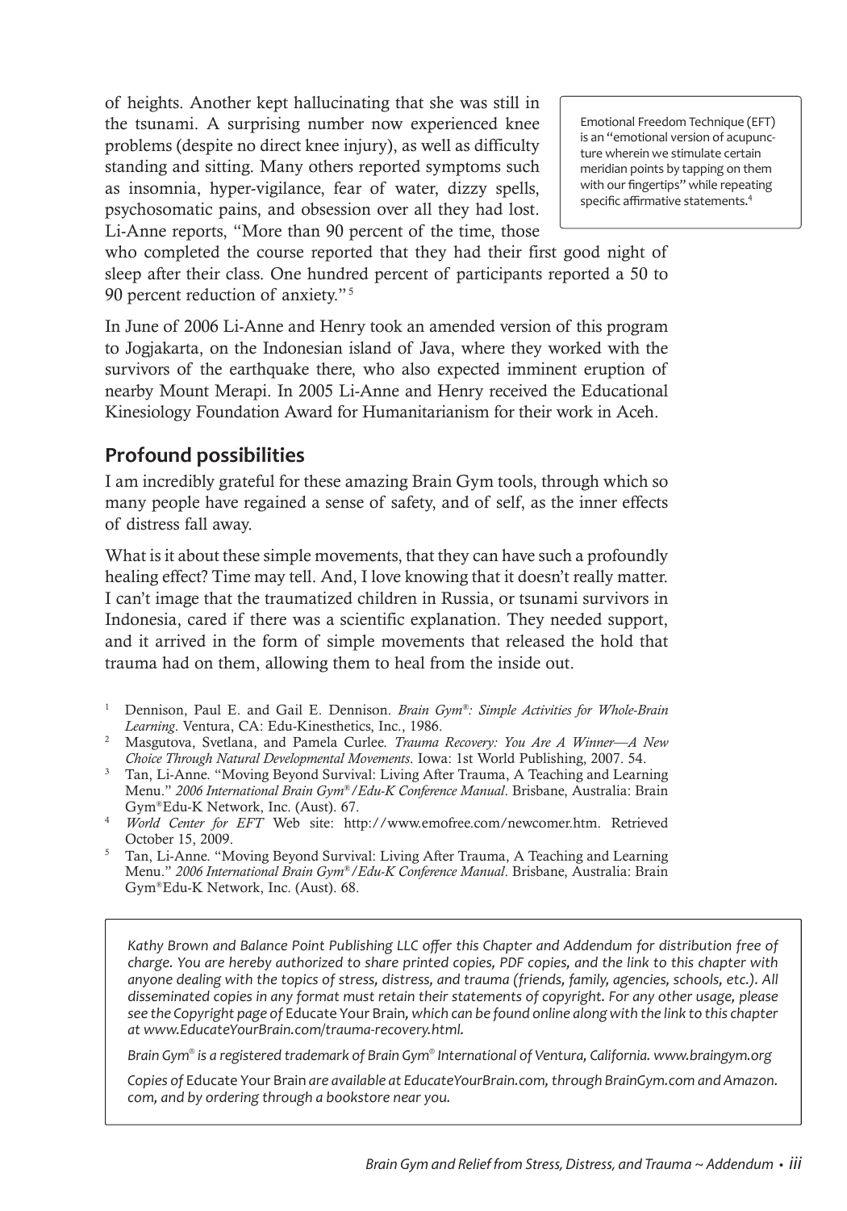of heights. Another kept hallucinating that she was still in the tsunami. A surprising number now experienced knee problems (despite no direct knee injury), as well as difficulty standing and sitting. Many others reported symptoms such as insomnia, hyper-vigilance, fear of water, dizzy spells, psychosomatic pains, and obsession over all they had lost. Li-Anne reports, "More than 90 percent of the time, those who completed the course reported that they had their first good night of sleep after their class. One hundred percent of participants reported a 50 to 90 percent reduction of anxiety."[5]

Emotional Freedom Technique (EFT) is an "emotional version of acupuncture wherein we stimulate certain meridian points by tapping on them with our fingertips" while repeating specific affirmative statements.[4]

In June of 2006 Li-Anne and Henry took an amended version of this program to Jogjakarta, on the Indonesian island of Java, where they worked with the survivors of the earthquake there, who also expected imminent eruption of nearby Mount Merapi. In 2005 Li-Anne and Henry received the Educational Kinesiology Foundation Award for Humanitarianism for their work in Aceh.

## Profound possibilities

I am incredibly grateful for these amazing Brain Gym tools, through which so many people have regained a sense of safety, and of self, as the inner effects of distress fall away.

What is it about these simple movements, that they can have such a profoundly healing effect? Time may tell. And, I love knowing that it doesn't really matter. I can't image that the traumatized children in Russia, or tsunami survivors in Indonesia, cared if there was a scientific explanation. They needed support, and it arrived in the form of simple movements that released the hold that trauma had on them, allowing them to heal from the inside out.

1. Dennison, Paul E. and Gail E. Dennison. *Brain Gym®: Simple Activities for Whole-Brain Learning*. Ventura, CA: Edu-Kinesthetics, Inc., 1986.
2. Masgutova, Svetlana, and Pamela Curlee. *Trauma Recovery: You Are A Winner—A New Choice Through Natural Developmental Movements*. Iowa: 1st World Publishing, 2007. 54.
3. Tan, Li-Anne. "Moving Beyond Survival: Living After Trauma, A Teaching and Learning Menu." *2006 International Brain Gym®/Edu-K Conference Manual*. Brisbane, Australia: Brain Gym®Edu-K Network, Inc. (Aust). 67.
4. *World Center for EFT* Web site: http://www.emofree.com/newcomer.htm. Retrieved October 15, 2009.
5. Tan, Li-Anne. "Moving Beyond Survival: Living After Trauma, A Teaching and Learning Menu." *2006 International Brain Gym®/Edu-K Conference Manual*. Brisbane, Australia: Brain Gym®Edu-K Network, Inc. (Aust). 68.

*Kathy Brown and Balance Point Publishing LLC offer this Chapter and Addendum for distribution free of charge. You are hereby authorized to share printed copies, PDF copies, and the link to this chapter with anyone dealing with the topics of stress, distress, and trauma (friends, family, agencies, schools, etc.). All disseminated copies in any format must retain their statements of copyright. For any other usage, please see the Copyright page of* Educate Your Brain, *which can be found online along with the link to this chapter at www.EducateYourBrain.com/trauma-recovery.html.*

*Brain Gym® is a registered trademark of Brain Gym® International of Ventura, California. www.braingym.org*

*Copies of* Educate Your Brain *are available at EducateYourBrain.com, through BrainGym.com and Amazon.com, and by ordering through a bookstore near you.*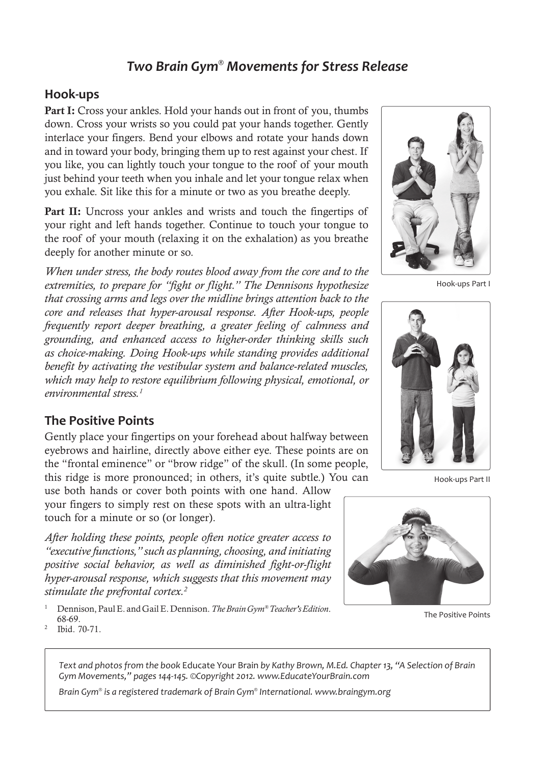# *Two Brain Gym® Movements for Stress Release*

## Hook-ups

**Part I:** Cross your ankles. Hold your hands out in front of you, thumbs down. Cross your wrists so you could pat your hands together. Gently interlace your fingers. Bend your elbows and rotate your hands down and in toward your body, bringing them up to rest against your chest. If you like, you can lightly touch your tongue to the roof of your mouth just behind your teeth when you inhale and let your tongue relax when you exhale. Sit like this for a minute or two as you breathe deeply.

**Part II:** Uncross your ankles and wrists and touch the fingertips of your right and left hands together. Continue to touch your tongue to the roof of your mouth (relaxing it on the exhalation) as you breathe deeply for another minute or so.

*When under stress, the body routes blood away from the core and to the extremities, to prepare for "fight or flight." The Dennisons hypothesize that crossing arms and legs over the midline brings attention back to the core and releases that hyper-arousal response. After Hook-ups, people frequently report deeper breathing, a greater feeling of calmness and grounding, and enhanced access to higher-order thinking skills such as choice-making. Doing Hook-ups while standing provides additional benefit by activating the vestibular system and balance-related muscles, which may help to restore equilibrium following physical, emotional, or environmental stress.*[1]

Hook-ups Part I

Hook-ups Part II

## The Positive Points

Gently place your fingertips on your forehead about halfway between eyebrows and hairline, directly above either eye. These points are on the "frontal eminence" or "brow ridge" of the skull. (In some people, this ridge is more pronounced; in others, it's quite subtle.) You can use both hands or cover both points with one hand. Allow your fingers to simply rest on these spots with an ultra-light touch for a minute or so (or longer).

*After holding these points, people often notice greater access to "executive functions," such as planning, choosing, and initiating positive social behavior, as well as diminished fight-or-flight hyper-arousal response, which suggests that this movement may stimulate the prefrontal cortex.*[2]

The Positive Points

[1] Dennison, Paul E. and Gail E. Dennison. *The Brain Gym® Teacher's Edition*. 68-69.

[2] Ibid. 70-71.

*Text and photos from the book* Educate Your Brain *by Kathy Brown, M.Ed. Chapter 13, "A Selection of Brain Gym Movements," pages 144-145. ©Copyright 2012. www.EducateYourBrain.com*

*Brain Gym® is a registered trademark of Brain Gym® International. www.braingym.org*